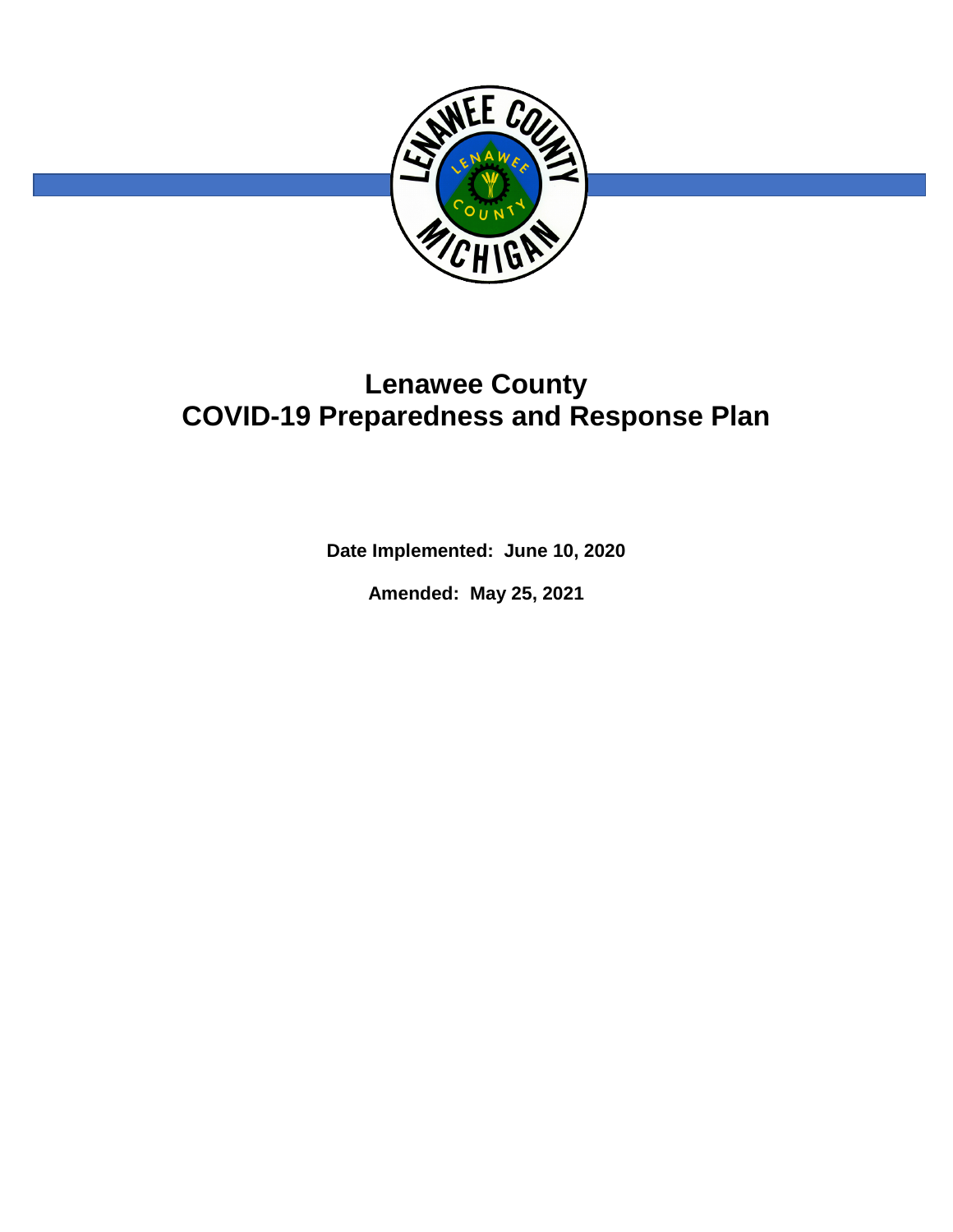# Lenawee County
# COVID-19 Preparedness and Response Plan

**Date Implemented: June 10, 2020**

**Amended: May 25, 2021**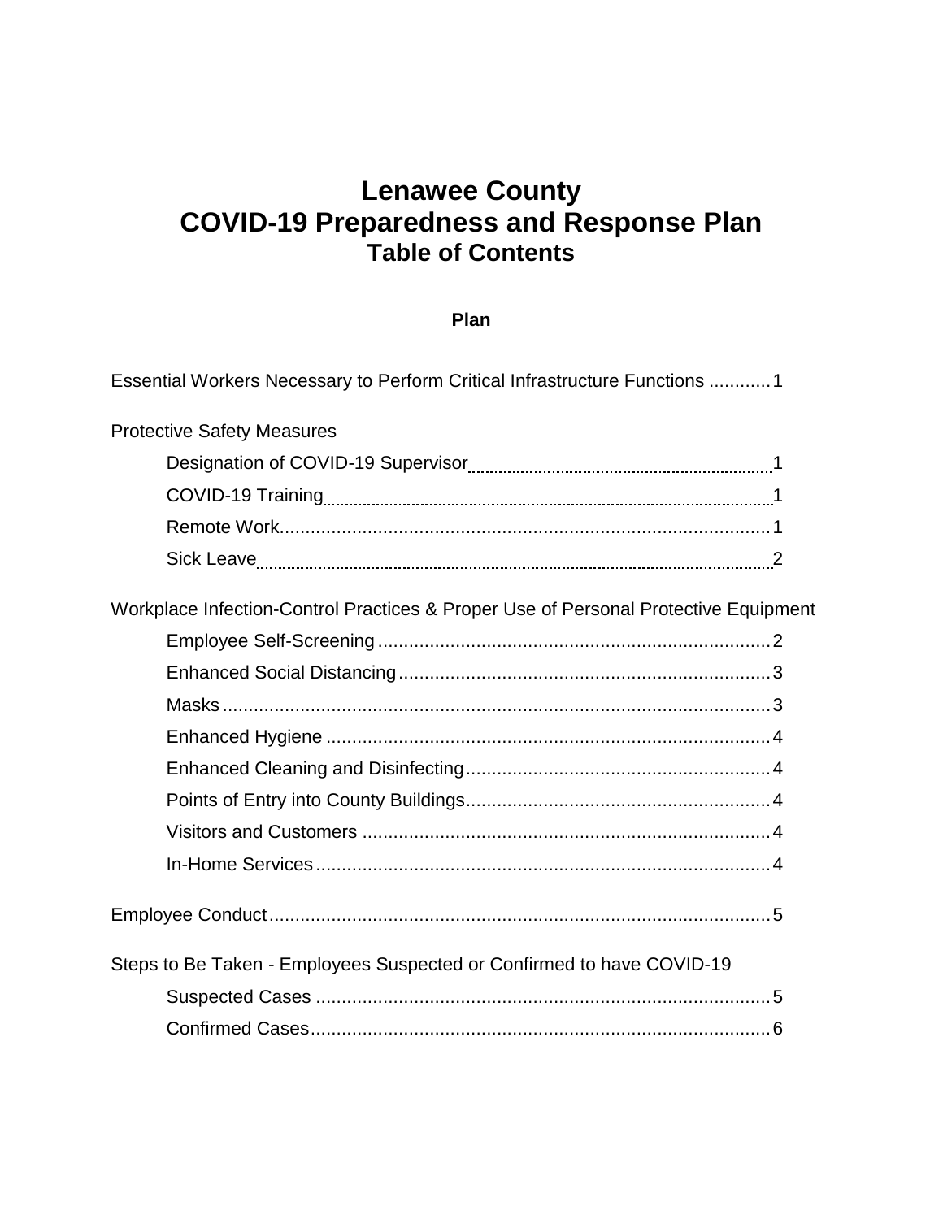# Lenawee County
# COVID-19 Preparedness and Response Plan
## Table of Contents

**Plan**

Essential Workers Necessary to Perform Critical Infrastructure Functions ............ 1

Protective Safety Measures

- Designation of COVID-19 Supervisor ............ 1
- COVID-19 Training ............ 1
- Remote Work ............ 1
- Sick Leave ............ 2

Workplace Infection-Control Practices & Proper Use of Personal Protective Equipment

- Employee Self-Screening ............ 2
- Enhanced Social Distancing ............ 3
- Masks ............ 3
- Enhanced Hygiene ............ 4
- Enhanced Cleaning and Disinfecting ............ 4
- Points of Entry into County Buildings ............ 4
- Visitors and Customers ............ 4
- In-Home Services ............ 4

Employee Conduct ............ 5

Steps to Be Taken - Employees Suspected or Confirmed to have COVID-19

- Suspected Cases ............ 5
- Confirmed Cases ............ 6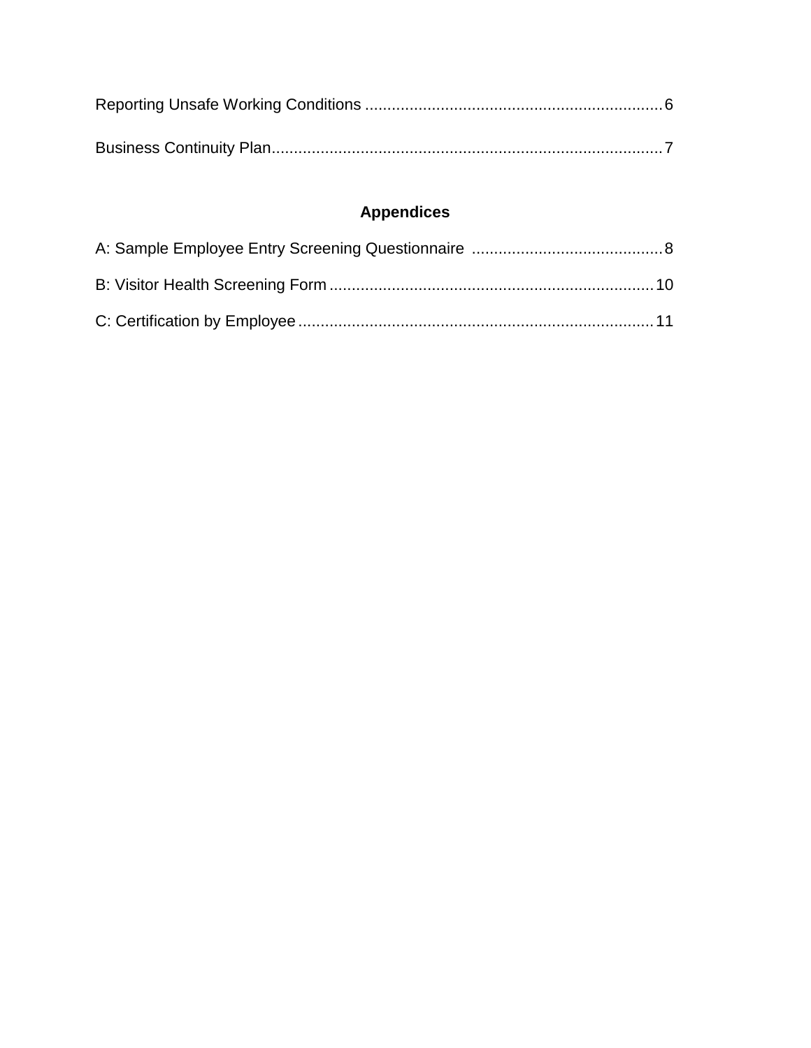Reporting Unsafe Working Conditions .................................................................. 6

Business Continuity Plan........................................................................................ 7

## Appendices

A: Sample Employee Entry Screening Questionnaire ........................................... 8

B: Visitor Health Screening Form ........................................................................ 10

C: Certification by Employee ............................................................................... 11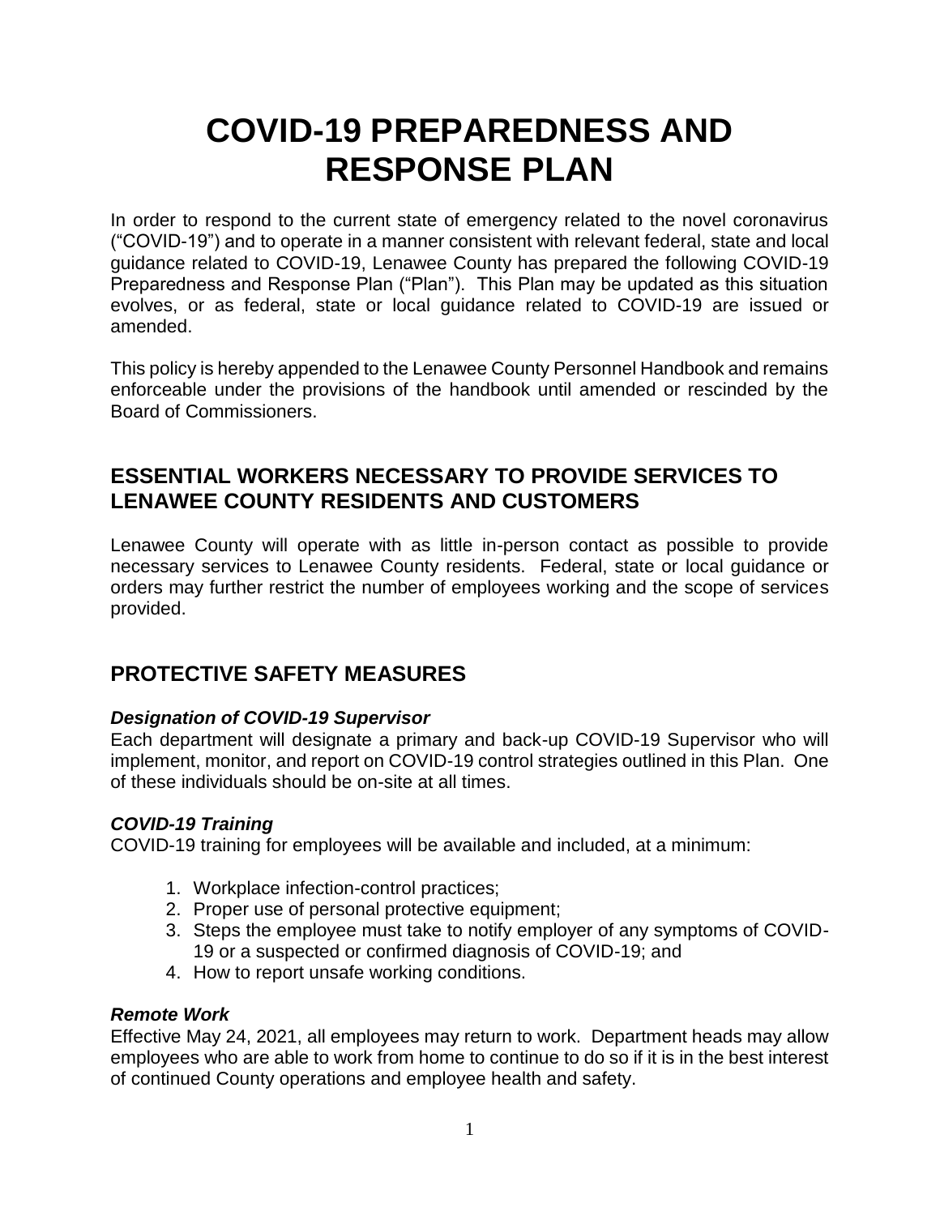# COVID-19 PREPAREDNESS AND RESPONSE PLAN

In order to respond to the current state of emergency related to the novel coronavirus ("COVID-19") and to operate in a manner consistent with relevant federal, state and local guidance related to COVID-19, Lenawee County has prepared the following COVID-19 Preparedness and Response Plan ("Plan"). This Plan may be updated as this situation evolves, or as federal, state or local guidance related to COVID-19 are issued or amended.

This policy is hereby appended to the Lenawee County Personnel Handbook and remains enforceable under the provisions of the handbook until amended or rescinded by the Board of Commissioners.

## ESSENTIAL WORKERS NECESSARY TO PROVIDE SERVICES TO LENAWEE COUNTY RESIDENTS AND CUSTOMERS

Lenawee County will operate with as little in-person contact as possible to provide necessary services to Lenawee County residents. Federal, state or local guidance or orders may further restrict the number of employees working and the scope of services provided.

## PROTECTIVE SAFETY MEASURES

### *Designation of COVID-19 Supervisor*

Each department will designate a primary and back-up COVID-19 Supervisor who will implement, monitor, and report on COVID-19 control strategies outlined in this Plan. One of these individuals should be on-site at all times.

### *COVID-19 Training*

COVID-19 training for employees will be available and included, at a minimum:

1. Workplace infection-control practices;
2. Proper use of personal protective equipment;
3. Steps the employee must take to notify employer of any symptoms of COVID-19 or a suspected or confirmed diagnosis of COVID-19; and
4. How to report unsafe working conditions.

### *Remote Work*

Effective May 24, 2021, all employees may return to work. Department heads may allow employees who are able to work from home to continue to do so if it is in the best interest of continued County operations and employee health and safety.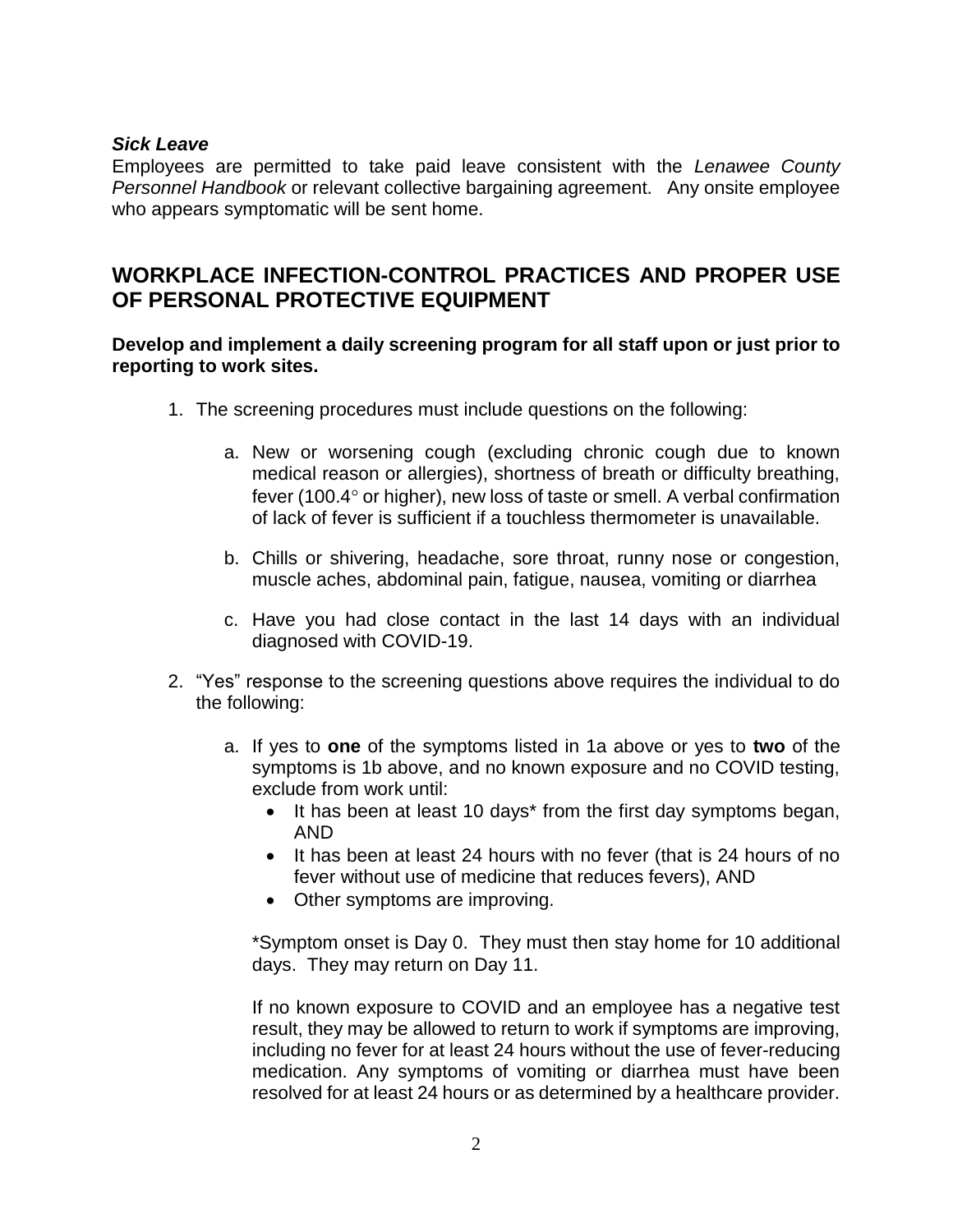***Sick Leave***
Employees are permitted to take paid leave consistent with the *Lenawee County Personnel Handbook* or relevant collective bargaining agreement. Any onsite employee who appears symptomatic will be sent home.

## WORKPLACE INFECTION-CONTROL PRACTICES AND PROPER USE OF PERSONAL PROTECTIVE EQUIPMENT

**Develop and implement a daily screening program for all staff upon or just prior to reporting to work sites.**

1. The screening procedures must include questions on the following:

   a. New or worsening cough (excluding chronic cough due to known medical reason or allergies), shortness of breath or difficulty breathing, fever (100.4° or higher), new loss of taste or smell. A verbal confirmation of lack of fever is sufficient if a touchless thermometer is unavailable.

   b. Chills or shivering, headache, sore throat, runny nose or congestion, muscle aches, abdominal pain, fatigue, nausea, vomiting or diarrhea

   c. Have you had close contact in the last 14 days with an individual diagnosed with COVID-19.

2. "Yes" response to the screening questions above requires the individual to do the following:

   a. If yes to **one** of the symptoms listed in 1a above or yes to **two** of the symptoms is 1b above, and no known exposure and no COVID testing, exclude from work until:
      - It has been at least 10 days* from the first day symptoms began, AND
      - It has been at least 24 hours with no fever (that is 24 hours of no fever without use of medicine that reduces fevers), AND
      - Other symptoms are improving.

      *Symptom onset is Day 0. They must then stay home for 10 additional days. They may return on Day 11.

      If no known exposure to COVID and an employee has a negative test result, they may be allowed to return to work if symptoms are improving, including no fever for at least 24 hours without the use of fever-reducing medication. Any symptoms of vomiting or diarrhea must have been resolved for at least 24 hours or as determined by a healthcare provider.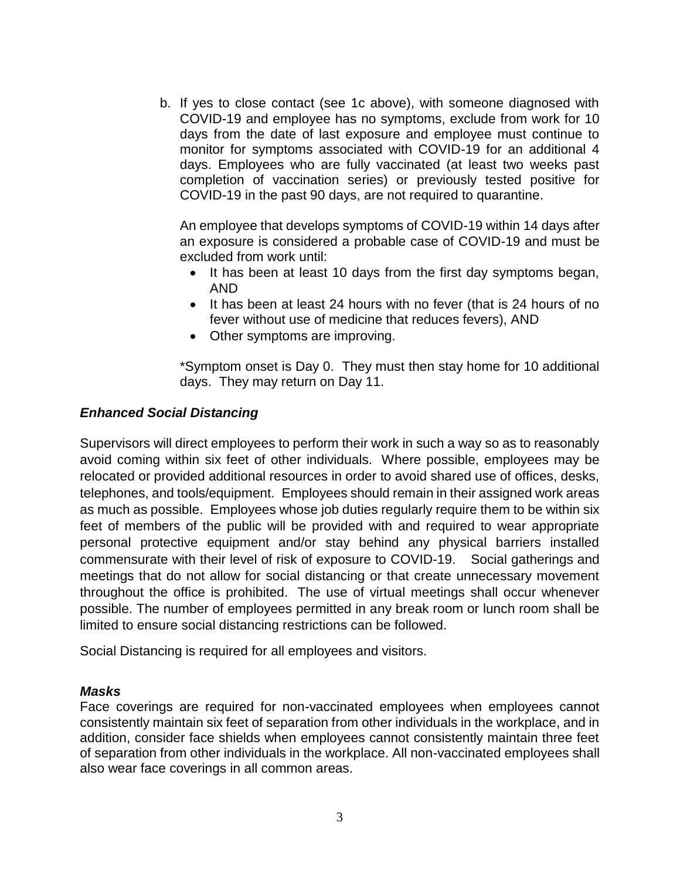b. If yes to close contact (see 1c above), with someone diagnosed with COVID-19 and employee has no symptoms, exclude from work for 10 days from the date of last exposure and employee must continue to monitor for symptoms associated with COVID-19 for an additional 4 days. Employees who are fully vaccinated (at least two weeks past completion of vaccination series) or previously tested positive for COVID-19 in the past 90 days, are not required to quarantine.

   An employee that develops symptoms of COVID-19 within 14 days after an exposure is considered a probable case of COVID-19 and must be excluded from work until:

   - It has been at least 10 days from the first day symptoms began, AND
   - It has been at least 24 hours with no fever (that is 24 hours of no fever without use of medicine that reduces fevers), AND
   - Other symptoms are improving.

   *Symptom onset is Day 0. They must then stay home for 10 additional days. They may return on Day 11.

### *Enhanced Social Distancing*

Supervisors will direct employees to perform their work in such a way so as to reasonably avoid coming within six feet of other individuals. Where possible, employees may be relocated or provided additional resources in order to avoid shared use of offices, desks, telephones, and tools/equipment. Employees should remain in their assigned work areas as much as possible. Employees whose job duties regularly require them to be within six feet of members of the public will be provided with and required to wear appropriate personal protective equipment and/or stay behind any physical barriers installed commensurate with their level of risk of exposure to COVID-19. Social gatherings and meetings that do not allow for social distancing or that create unnecessary movement throughout the office is prohibited. The use of virtual meetings shall occur whenever possible. The number of employees permitted in any break room or lunch room shall be limited to ensure social distancing restrictions can be followed.

Social Distancing is required for all employees and visitors.

### *Masks*

Face coverings are required for non-vaccinated employees when employees cannot consistently maintain six feet of separation from other individuals in the workplace, and in addition, consider face shields when employees cannot consistently maintain three feet of separation from other individuals in the workplace. All non-vaccinated employees shall also wear face coverings in all common areas.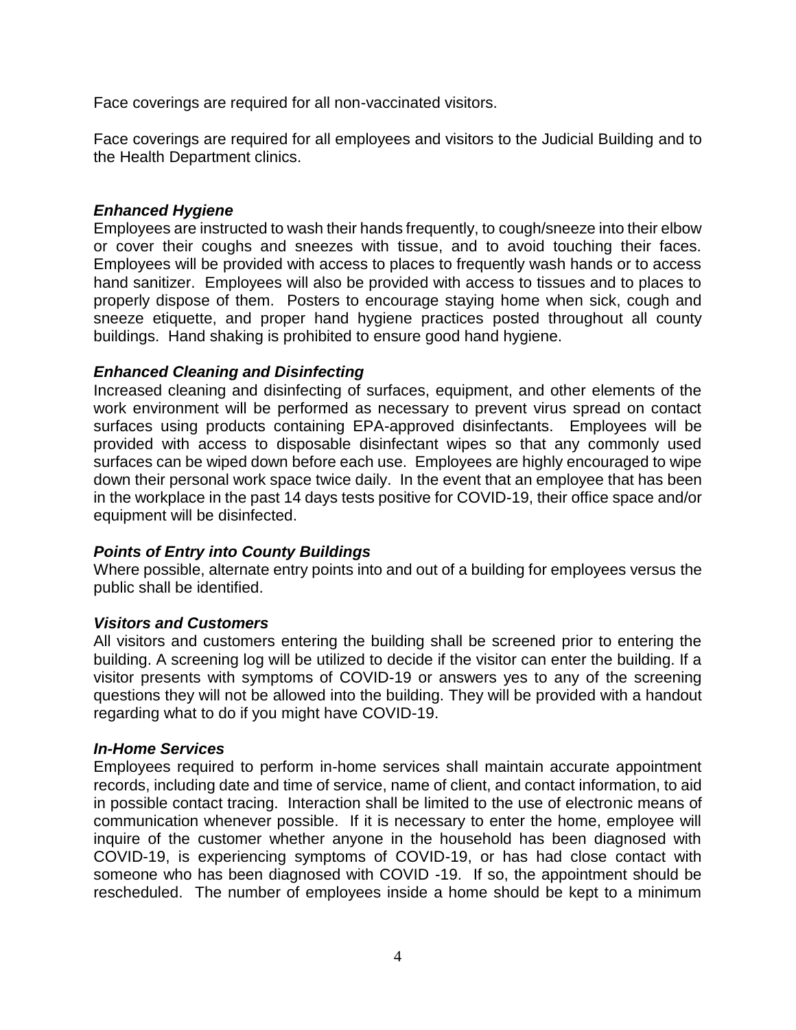Face coverings are required for all non-vaccinated visitors.

Face coverings are required for all employees and visitors to the Judicial Building and to the Health Department clinics.

### *Enhanced Hygiene*

Employees are instructed to wash their hands frequently, to cough/sneeze into their elbow or cover their coughs and sneezes with tissue, and to avoid touching their faces. Employees will be provided with access to places to frequently wash hands or to access hand sanitizer. Employees will also be provided with access to tissues and to places to properly dispose of them. Posters to encourage staying home when sick, cough and sneeze etiquette, and proper hand hygiene practices posted throughout all county buildings. Hand shaking is prohibited to ensure good hand hygiene.

### *Enhanced Cleaning and Disinfecting*

Increased cleaning and disinfecting of surfaces, equipment, and other elements of the work environment will be performed as necessary to prevent virus spread on contact surfaces using products containing EPA-approved disinfectants. Employees will be provided with access to disposable disinfectant wipes so that any commonly used surfaces can be wiped down before each use. Employees are highly encouraged to wipe down their personal work space twice daily. In the event that an employee that has been in the workplace in the past 14 days tests positive for COVID-19, their office space and/or equipment will be disinfected.

### *Points of Entry into County Buildings*

Where possible, alternate entry points into and out of a building for employees versus the public shall be identified.

### *Visitors and Customers*

All visitors and customers entering the building shall be screened prior to entering the building. A screening log will be utilized to decide if the visitor can enter the building. If a visitor presents with symptoms of COVID-19 or answers yes to any of the screening questions they will not be allowed into the building. They will be provided with a handout regarding what to do if you might have COVID-19.

### *In-Home Services*

Employees required to perform in-home services shall maintain accurate appointment records, including date and time of service, name of client, and contact information, to aid in possible contact tracing. Interaction shall be limited to the use of electronic means of communication whenever possible. If it is necessary to enter the home, employee will inquire of the customer whether anyone in the household has been diagnosed with COVID-19, is experiencing symptoms of COVID-19, or has had close contact with someone who has been diagnosed with COVID -19. If so, the appointment should be rescheduled. The number of employees inside a home should be kept to a minimum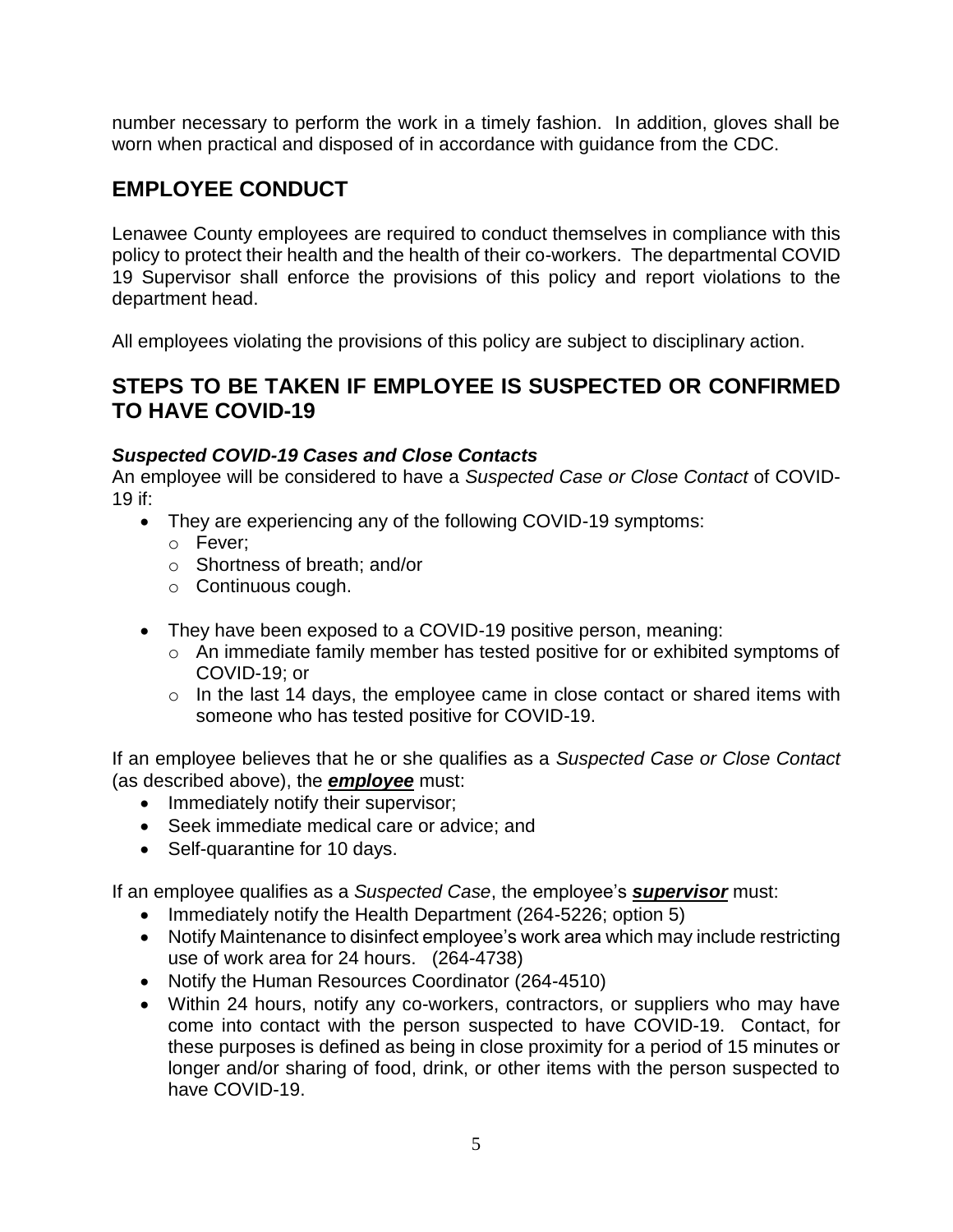number necessary to perform the work in a timely fashion. In addition, gloves shall be worn when practical and disposed of in accordance with guidance from the CDC.

## EMPLOYEE CONDUCT

Lenawee County employees are required to conduct themselves in compliance with this policy to protect their health and the health of their co-workers. The departmental COVID 19 Supervisor shall enforce the provisions of this policy and report violations to the department head.

All employees violating the provisions of this policy are subject to disciplinary action.

## STEPS TO BE TAKEN IF EMPLOYEE IS SUSPECTED OR CONFIRMED TO HAVE COVID-19

### *Suspected COVID-19 Cases and Close Contacts*

An employee will be considered to have a *Suspected Case or Close Contact* of COVID-19 if:

- They are experiencing any of the following COVID-19 symptoms:
  - Fever;
  - Shortness of breath; and/or
  - Continuous cough.
- They have been exposed to a COVID-19 positive person, meaning:
  - An immediate family member has tested positive for or exhibited symptoms of COVID-19; or
  - In the last 14 days, the employee came in close contact or shared items with someone who has tested positive for COVID-19.

If an employee believes that he or she qualifies as a *Suspected Case or Close Contact* (as described above), the ***<u>employee</u>*** must:

- Immediately notify their supervisor;
- Seek immediate medical care or advice; and
- Self-quarantine for 10 days.

If an employee qualifies as a *Suspected Case*, the employee's ***<u>supervisor</u>*** must:

- Immediately notify the Health Department (264-5226; option 5)
- Notify Maintenance to disinfect employee's work area which may include restricting use of work area for 24 hours. (264-4738)
- Notify the Human Resources Coordinator (264-4510)
- Within 24 hours, notify any co-workers, contractors, or suppliers who may have come into contact with the person suspected to have COVID-19. Contact, for these purposes is defined as being in close proximity for a period of 15 minutes or longer and/or sharing of food, drink, or other items with the person suspected to have COVID-19.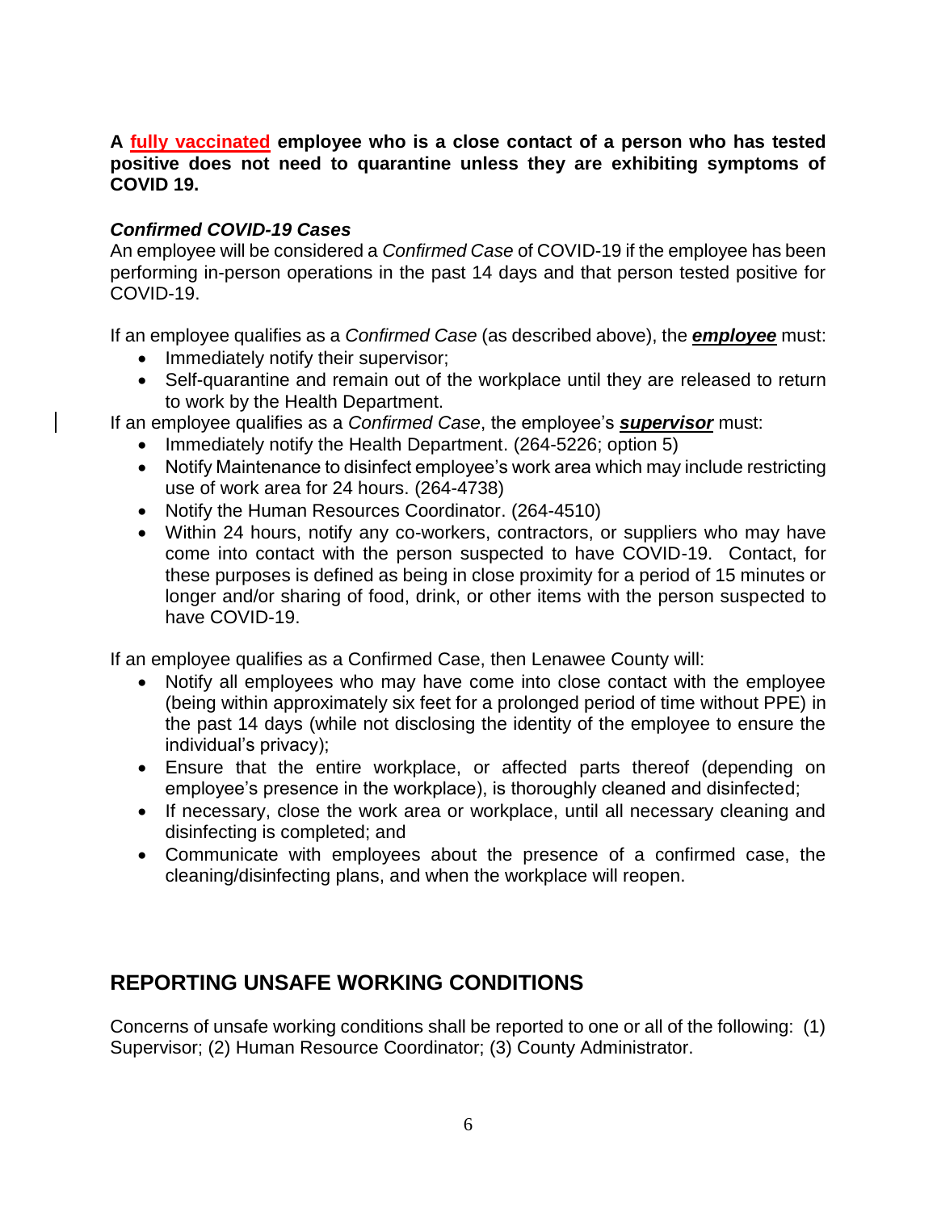**A fully vaccinated employee who is a close contact of a person who has tested positive does not need to quarantine unless they are exhibiting symptoms of COVID 19.**

***Confirmed COVID-19 Cases***

An employee will be considered a *Confirmed Case* of COVID-19 if the employee has been performing in-person operations in the past 14 days and that person tested positive for COVID-19.

If an employee qualifies as a *Confirmed Case* (as described above), the ***employee*** must:

- Immediately notify their supervisor;
- Self-quarantine and remain out of the workplace until they are released to return to work by the Health Department.

If an employee qualifies as a *Confirmed Case*, the employee's ***supervisor*** must:

- Immediately notify the Health Department. (264-5226; option 5)
- Notify Maintenance to disinfect employee's work area which may include restricting use of work area for 24 hours. (264-4738)
- Notify the Human Resources Coordinator. (264-4510)
- Within 24 hours, notify any co-workers, contractors, or suppliers who may have come into contact with the person suspected to have COVID-19. Contact, for these purposes is defined as being in close proximity for a period of 15 minutes or longer and/or sharing of food, drink, or other items with the person suspected to have COVID-19.

If an employee qualifies as a Confirmed Case, then Lenawee County will:

- Notify all employees who may have come into close contact with the employee (being within approximately six feet for a prolonged period of time without PPE) in the past 14 days (while not disclosing the identity of the employee to ensure the individual's privacy);
- Ensure that the entire workplace, or affected parts thereof (depending on employee's presence in the workplace), is thoroughly cleaned and disinfected;
- If necessary, close the work area or workplace, until all necessary cleaning and disinfecting is completed; and
- Communicate with employees about the presence of a confirmed case, the cleaning/disinfecting plans, and when the workplace will reopen.

## REPORTING UNSAFE WORKING CONDITIONS

Concerns of unsafe working conditions shall be reported to one or all of the following: (1) Supervisor; (2) Human Resource Coordinator; (3) County Administrator.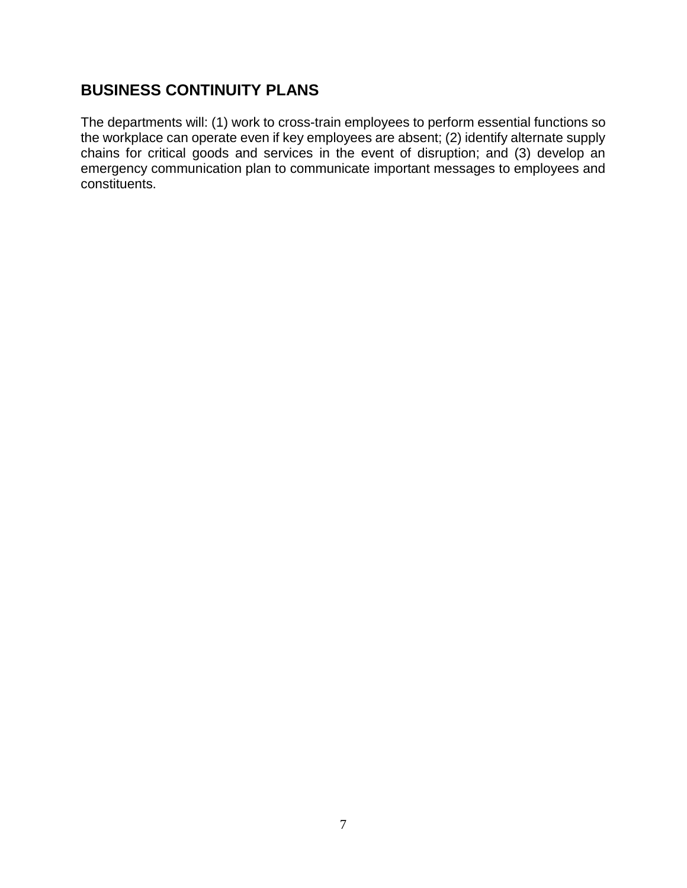## BUSINESS CONTINUITY PLANS

The departments will: (1) work to cross-train employees to perform essential functions so the workplace can operate even if key employees are absent; (2) identify alternate supply chains for critical goods and services in the event of disruption; and (3) develop an emergency communication plan to communicate important messages to employees and constituents.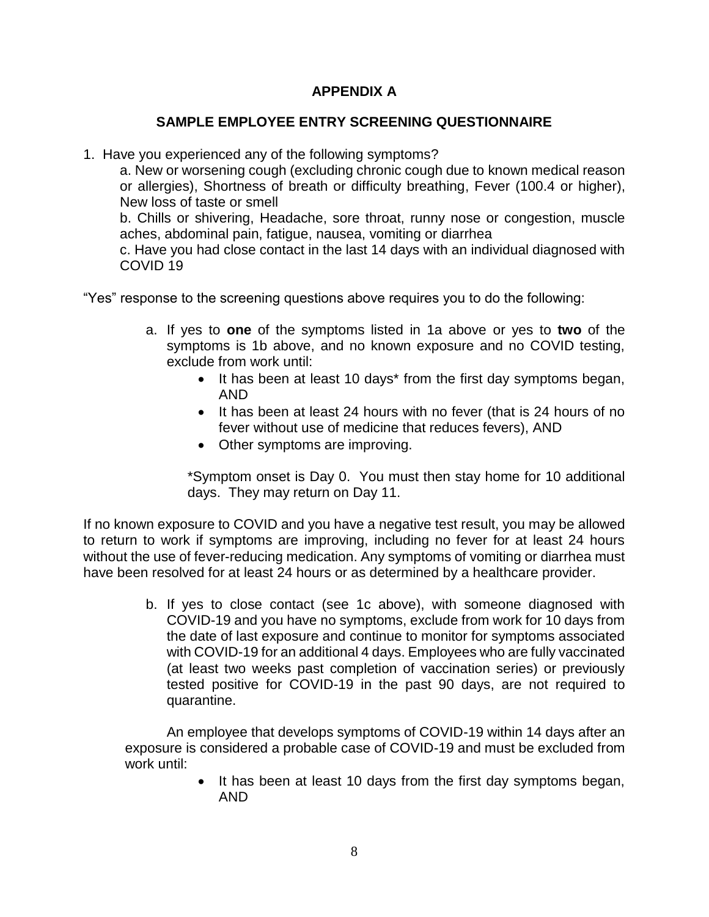## APPENDIX A

## SAMPLE EMPLOYEE ENTRY SCREENING QUESTIONNAIRE

1. Have you experienced any of the following symptoms?

   a. New or worsening cough (excluding chronic cough due to known medical reason or allergies), Shortness of breath or difficulty breathing, Fever (100.4 or higher), New loss of taste or smell

   b. Chills or shivering, Headache, sore throat, runny nose or congestion, muscle aches, abdominal pain, fatigue, nausea, vomiting or diarrhea

   c. Have you had close contact in the last 14 days with an individual diagnosed with COVID 19

"Yes" response to the screening questions above requires you to do the following:

a. If yes to **one** of the symptoms listed in 1a above or yes to **two** of the symptoms is 1b above, and no known exposure and no COVID testing, exclude from work until:
   - It has been at least 10 days* from the first day symptoms began, AND
   - It has been at least 24 hours with no fever (that is 24 hours of no fever without use of medicine that reduces fevers), AND
   - Other symptoms are improving.

   *Symptom onset is Day 0. You must then stay home for 10 additional days. They may return on Day 11.

If no known exposure to COVID and you have a negative test result, you may be allowed to return to work if symptoms are improving, including no fever for at least 24 hours without the use of fever-reducing medication. Any symptoms of vomiting or diarrhea must have been resolved for at least 24 hours or as determined by a healthcare provider.

b. If yes to close contact (see 1c above), with someone diagnosed with COVID-19 and you have no symptoms, exclude from work for 10 days from the date of last exposure and continue to monitor for symptoms associated with COVID-19 for an additional 4 days. Employees who are fully vaccinated (at least two weeks past completion of vaccination series) or previously tested positive for COVID-19 in the past 90 days, are not required to quarantine.

An employee that develops symptoms of COVID-19 within 14 days after an exposure is considered a probable case of COVID-19 and must be excluded from work until:

- It has been at least 10 days from the first day symptoms began, AND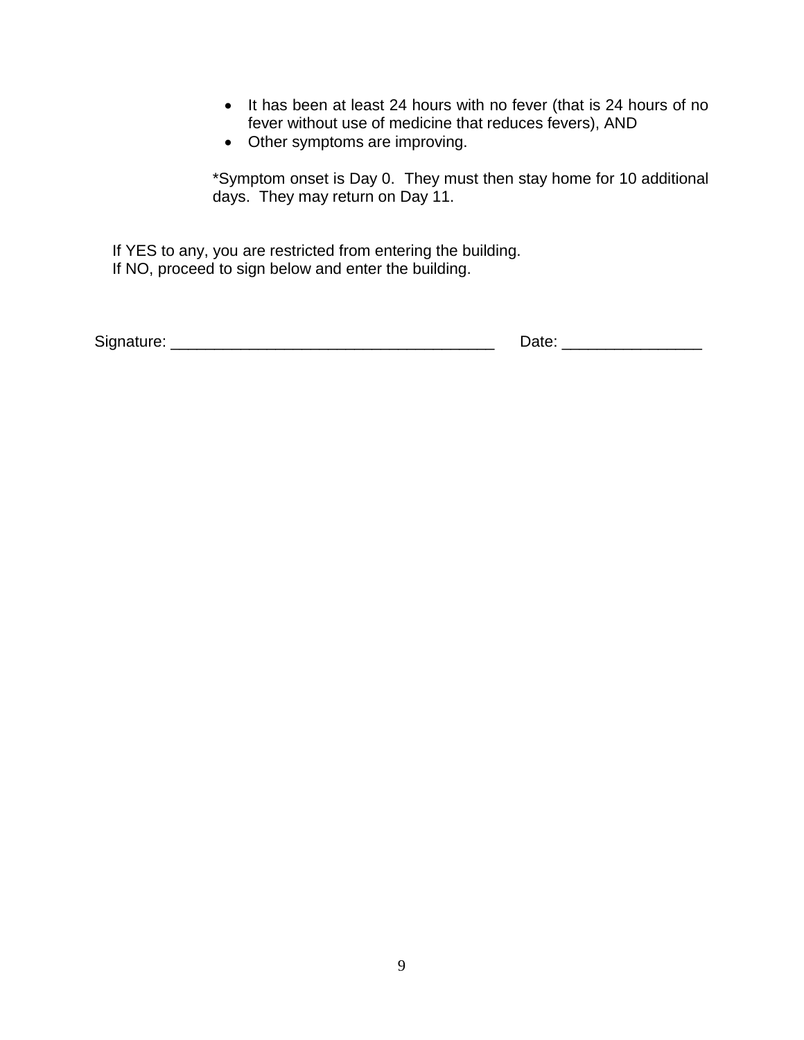- It has been at least 24 hours with no fever (that is 24 hours of no fever without use of medicine that reduces fevers), AND
- Other symptoms are improving.

*Symptom onset is Day 0. They must then stay home for 10 additional days. They may return on Day 11.

If YES to any, you are restricted from entering the building.
If NO, proceed to sign below and enter the building.

Signature: _____________________________________ Date: ________________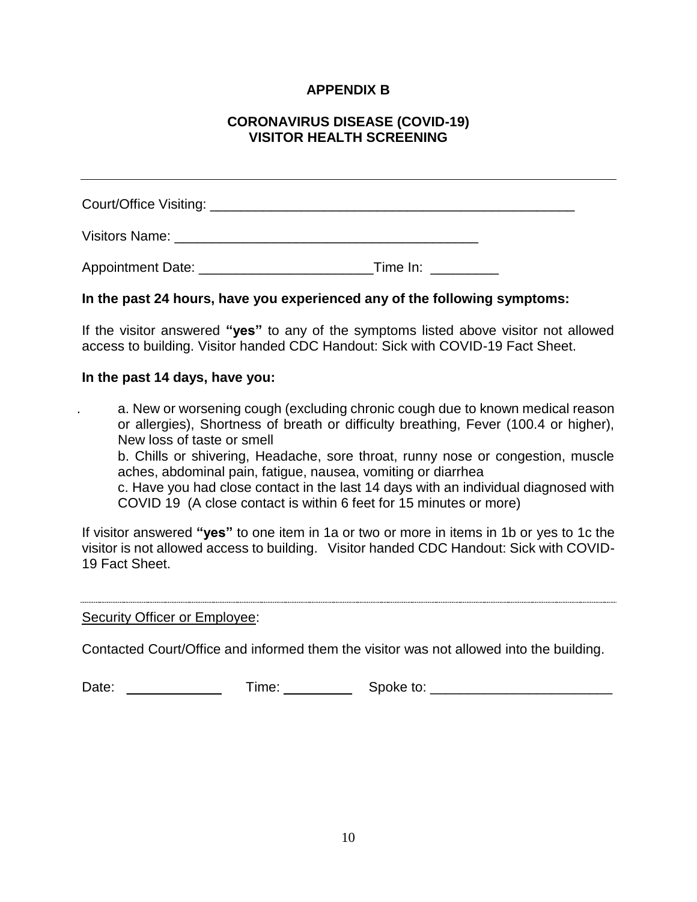**APPENDIX B**

**CORONAVIRUS DISEASE (COVID-19)**
**VISITOR HEALTH SCREENING**

---

Court/Office Visiting: ___________________________________________________

Visitors Name: ________________________________________

Appointment Date: ______________________Time In: _________

**In the past 24 hours, have you experienced any of the following symptoms:**

If the visitor answered **"yes"** to any of the symptoms listed above visitor not allowed access to building. Visitor handed CDC Handout: Sick with COVID-19 Fact Sheet.

**In the past 14 days, have you:**

a. New or worsening cough (excluding chronic cough due to known medical reason or allergies), Shortness of breath or difficulty breathing, Fever (100.4 or higher), New loss of taste or smell

b. Chills or shivering, Headache, sore throat, runny nose or congestion, muscle aches, abdominal pain, fatigue, nausea, vomiting or diarrhea

c. Have you had close contact in the last 14 days with an individual diagnosed with COVID 19 (A close contact is within 6 feet for 15 minutes or more)

If visitor answered **"yes"** to one item in 1a or two or more in items in 1b or yes to 1c the visitor is not allowed access to building. Visitor handed CDC Handout: Sick with COVID-19 Fact Sheet.

---

Security Officer or Employee:

Contacted Court/Office and informed them the visitor was not allowed into the building.

Date: ____________ Time: _________ Spoke to: ________________________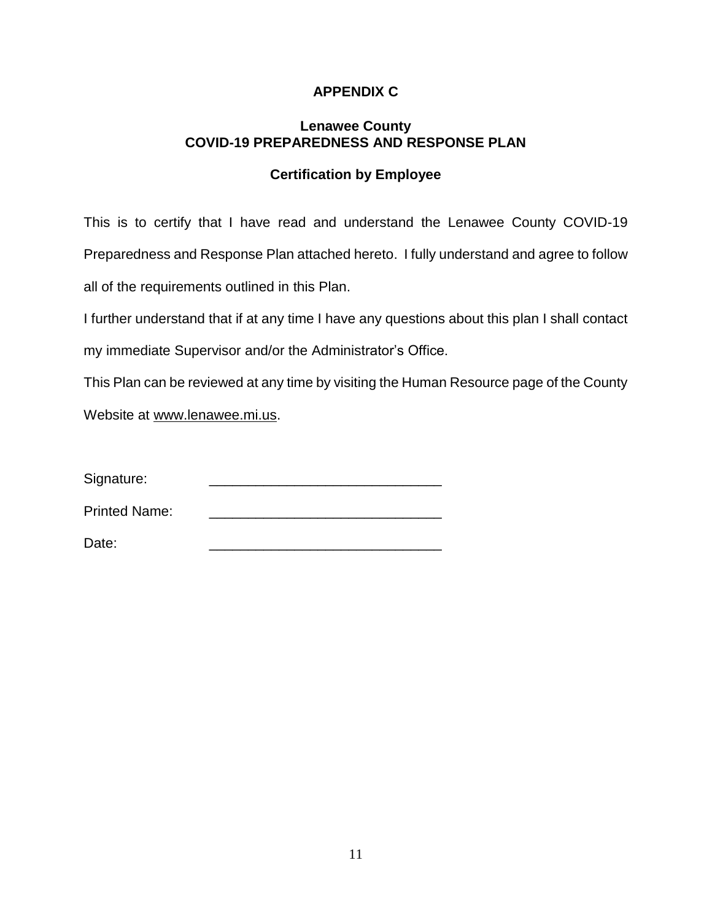## APPENDIX C

## Lenawee County
## COVID-19 PREPAREDNESS AND RESPONSE PLAN

### Certification by Employee

This is to certify that I have read and understand the Lenawee County COVID-19 Preparedness and Response Plan attached hereto. I fully understand and agree to follow all of the requirements outlined in this Plan.

I further understand that if at any time I have any questions about this plan I shall contact my immediate Supervisor and/or the Administrator's Office.

This Plan can be reviewed at any time by visiting the Human Resource page of the County Website at www.lenawee.mi.us.

Signature: ______________________________

Printed Name: ______________________________

Date: ______________________________